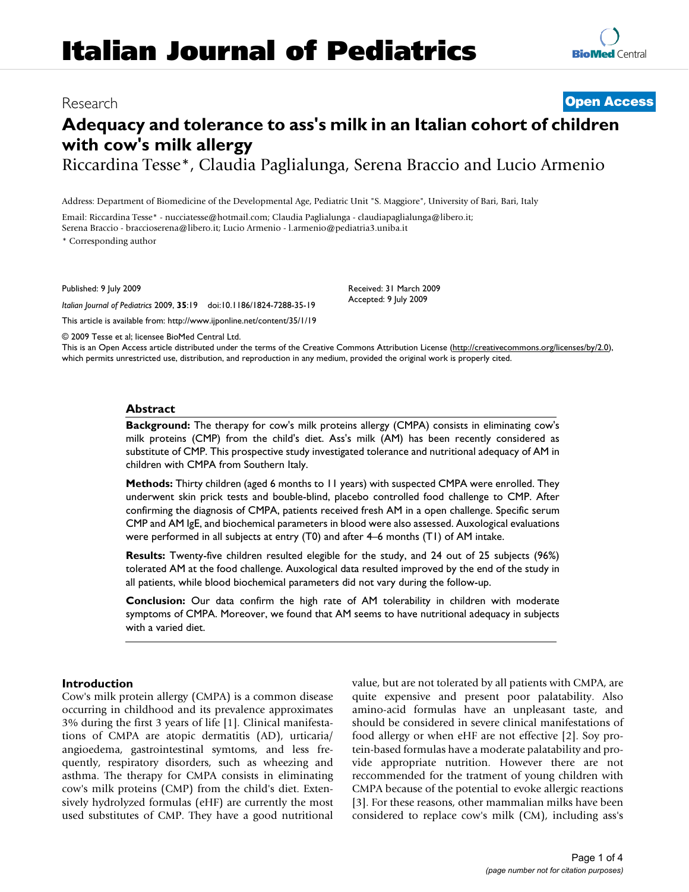# Italian Journal of Pediatrics

Research **Open Access**

# Adequacy and tolerance to ass's milk in an Italian cohort of children with cow's milk allergy

Riccardina Tesse*, Claudia Paglialunga, Serena Braccio and Lucio Armenio

Address: Department of Biomedicine of the Developmental Age, Pediatric Unit "S. Maggiore", University of Bari, Bari, Italy

Email: Riccardina Tesse* - nucciatesse@hotmail.com; Claudia Paglialunga - claudiapaglialunga@libero.it; Serena Braccio - braccioserena@libero.it; Lucio Armenio - l.armenio@pediatria3.uniba.it

* Corresponding author

Published: 9 July 2009

*Italian Journal of Pediatrics* 2009, **35**:19 doi:10.1186/1824-7288-35-19

This article is available from: http://www.ijponline.net/content/35/1/19

Received: 31 March 2009
Accepted: 9 July 2009

© 2009 Tesse et al; licensee BioMed Central Ltd.
This is an Open Access article distributed under the terms of the Creative Commons Attribution License (http://creativecommons.org/licenses/by/2.0), which permits unrestricted use, distribution, and reproduction in any medium, provided the original work is properly cited.

## Abstract

**Background:** The therapy for cow's milk proteins allergy (CMPA) consists in eliminating cow's milk proteins (CMP) from the child's diet. Ass's milk (AM) has been recently considered as substitute of CMP. This prospective study investigated tolerance and nutritional adequacy of AM in children with CMPA from Southern Italy.

**Methods:** Thirty children (aged 6 months to 11 years) with suspected CMPA were enrolled. They underwent skin prick tests and bouble-blind, placebo controlled food challenge to CMP. After confirming the diagnosis of CMPA, patients received fresh AM in a open challenge. Specific serum CMP and AM IgE, and biochemical parameters in blood were also assessed. Auxological evaluations were performed in all subjects at entry (T0) and after 4–6 months (T1) of AM intake.

**Results:** Twenty-five children resulted elegible for the study, and 24 out of 25 subjects (96%) tolerated AM at the food challenge. Auxological data resulted improved by the end of the study in all patients, while blood biochemical parameters did not vary during the follow-up.

**Conclusion:** Our data confirm the high rate of AM tolerability in children with moderate symptoms of CMPA. Moreover, we found that AM seems to have nutritional adequacy in subjects with a varied diet.

## Introduction

Cow's milk protein allergy (CMPA) is a common disease occurring in childhood and its prevalence approximates 3% during the first 3 years of life [1]. Clinical manifestations of CMPA are atopic dermatitis (AD), urticaria/angioedema, gastrointestinal symtoms, and less frequently, respiratory disorders, such as wheezing and asthma. The therapy for CMPA consists in eliminating cow's milk proteins (CMP) from the child's diet. Extensively hydrolyzed formulas (eHF) are currently the most used substitutes of CMP. They have a good nutritional value, but are not tolerated by all patients with CMPA, are quite expensive and present poor palatability. Also amino-acid formulas have an unpleasant taste, and should be considered in severe clinical manifestations of food allergy or when eHF are not effective [2]. Soy protein-based formulas have a moderate palatability and provide appropriate nutrition. However there are not reccommended for the tratment of young children with CMPA because of the potential to evoke allergic reactions [3]. For these reasons, other mammalian milks have been considered to replace cow's milk (CM), including ass's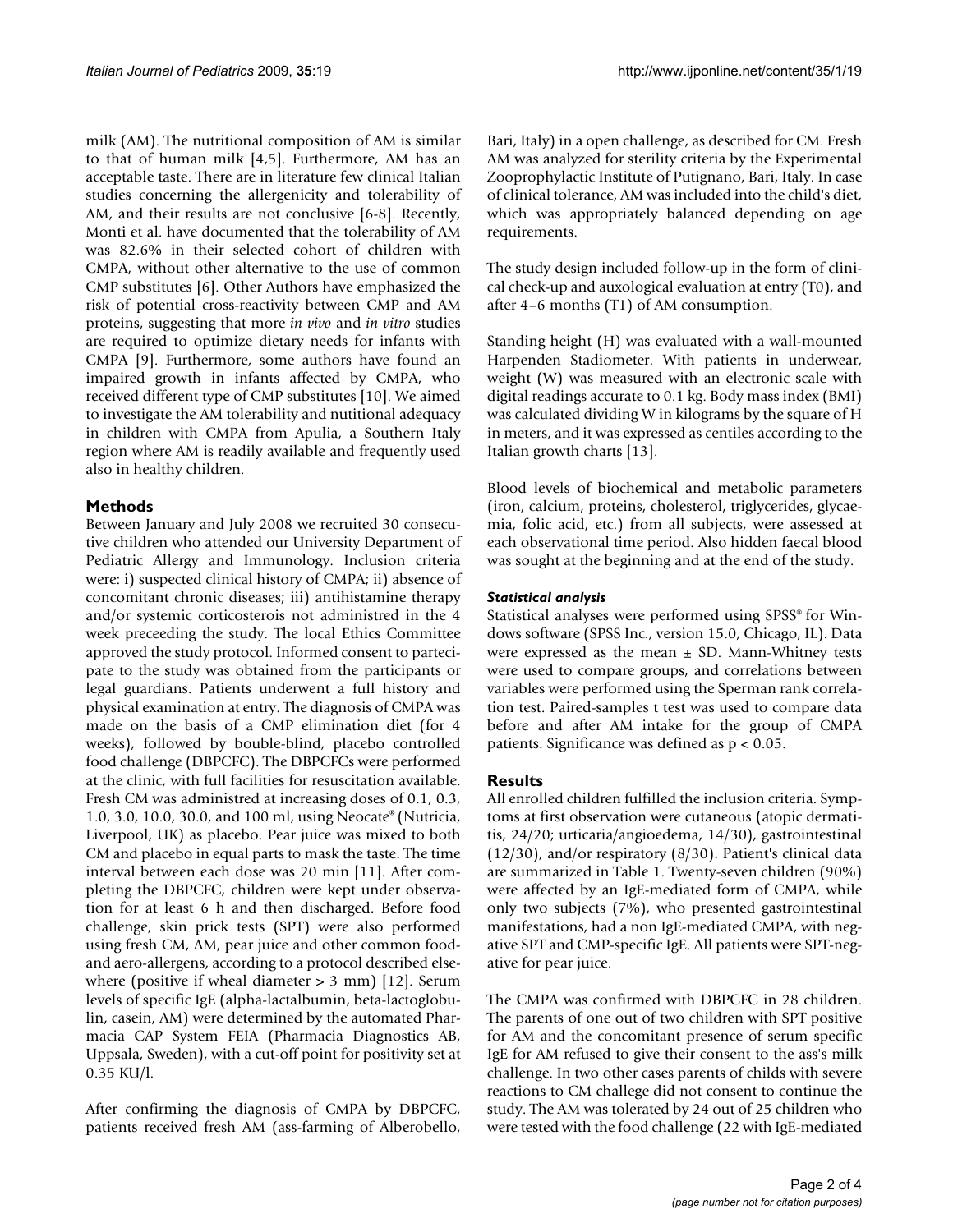milk (AM). The nutritional composition of AM is similar to that of human milk [4,5]. Furthermore, AM has an acceptable taste. There are in literature few clinical Italian studies concerning the allergenicity and tolerability of AM, and their results are not conclusive [6-8]. Recently, Monti et al. have documented that the tolerability of AM was 82.6% in their selected cohort of children with CMPA, without other alternative to the use of common CMP substitutes [6]. Other Authors have emphasized the risk of potential cross-reactivity between CMP and AM proteins, suggesting that more *in vivo* and *in vitro* studies are required to optimize dietary needs for infants with CMPA [9]. Furthermore, some authors have found an impaired growth in infants affected by CMPA, who received different type of CMP substitutes [10]. We aimed to investigate the AM tolerability and nutritional adequacy in children with CMPA from Apulia, a Southern Italy region where AM is readily available and frequently used also in healthy children.

## Methods

Between January and July 2008 we recruited 30 consecutive children who attended our University Department of Pediatric Allergy and Immunology. Inclusion criteria were: i) suspected clinical history of CMPA; ii) absence of concomitant chronic diseases; iii) antihistamine therapy and/or systemic corticosterois not administred in the 4 week preceeding the study. The local Ethics Committee approved the study protocol. Informed consent to partecipate to the study was obtained from the participants or legal guardians. Patients underwent a full history and physical examination at entry. The diagnosis of CMPA was made on the basis of a CMP elimination diet (for 4 weeks), followed by bouble-blind, placebo controlled food challenge (DBPCFC). The DBPCFCs were performed at the clinic, with full facilities for resuscitation available. Fresh CM was administred at increasing doses of 0.1, 0.3, 1.0, 3.0, 10.0, 30.0, and 100 ml, using Neocate® (Nutricia, Liverpool, UK) as placebo. Pear juice was mixed to both CM and placebo in equal parts to mask the taste. The time interval between each dose was 20 min [11]. After completing the DBPCFC, children were kept under observation for at least 6 h and then discharged. Before food challenge, skin prick tests (SPT) were also performed using fresh CM, AM, pear juice and other common food- and aero-allergens, according to a protocol described elsewhere (positive if wheal diameter > 3 mm) [12]. Serum levels of specific IgE (alpha-lactalbumin, beta-lactoglobulin, casein, AM) were determined by the automated Pharmacia CAP System FEIA (Pharmacia Diagnostics AB, Uppsala, Sweden), with a cut-off point for positivity set at 0.35 KU/l.

After confirming the diagnosis of CMPA by DBPCFC, patients received fresh AM (ass-farming of Alberobello, Bari, Italy) in a open challenge, as described for CM. Fresh AM was analyzed for sterility criteria by the Experimental Zooprophylactic Institute of Putignano, Bari, Italy. In case of clinical tolerance, AM was included into the child's diet, which was appropriately balanced depending on age requirements.

The study design included follow-up in the form of clinical check-up and auxological evaluation at entry (T0), and after 4–6 months (T1) of AM consumption.

Standing height (H) was evaluated with a wall-mounted Harpenden Stadiometer. With patients in underwear, weight (W) was measured with an electronic scale with digital readings accurate to 0.1 kg. Body mass index (BMI) was calculated dividing W in kilograms by the square of H in meters, and it was expressed as centiles according to the Italian growth charts [13].

Blood levels of biochemical and metabolic parameters (iron, calcium, proteins, cholesterol, triglycerides, glycaemia, folic acid, etc.) from all subjects, were assessed at each observational time period. Also hidden faecal blood was sought at the beginning and at the end of the study.

### *Statistical analysis*

Statistical analyses were performed using SPSS® for Windows software (SPSS Inc., version 15.0, Chicago, IL). Data were expressed as the mean ± SD. Mann-Whitney tests were used to compare groups, and correlations between variables were performed using the Sperman rank correlation test. Paired-samples t test was used to compare data before and after AM intake for the group of CMPA patients. Significance was defined as $p < 0.05$.

## Results

All enrolled children fulfilled the inclusion criteria. Symptoms at first observation were cutaneous (atopic dermatitis, 24/20; urticaria/angioedema, 14/30), gastrointestinal (12/30), and/or respiratory (8/30). Patient's clinical data are summarized in Table 1. Twenty-seven children (90%) were affected by an IgE-mediated form of CMPA, while only two subjects (7%), who presented gastrointestinal manifestations, had a non IgE-mediated CMPA, with negative SPT and CMP-specific IgE. All patients were SPT-negative for pear juice.

The CMPA was confirmed with DBPCFC in 28 children. The parents of one out of two children with SPT positive for AM and the concomitant presence of serum specific IgE for AM refused to give their consent to the ass's milk challenge. In two other cases parents of childs with severe reactions to CM challege did not consent to continue the study. The AM was tolerated by 24 out of 25 children who were tested with the food challenge (22 with IgE-mediated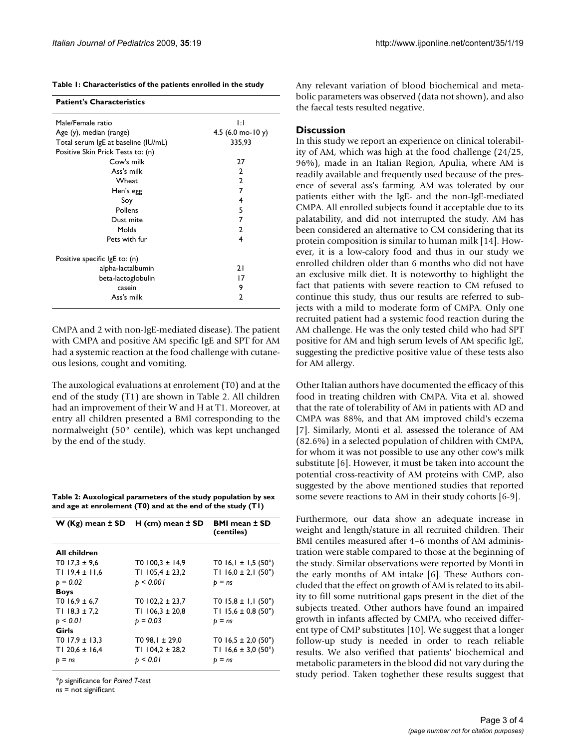**Table 1: Characteristics of the patients enrolled in the study**

| Patient's Characteristics | |
|---|---|
| Male/Female ratio | 1:1 |
| Age (y), median (range) | 4.5 (6.0 mo-10 y) |
| Total serum IgE at baseline (IU/mL) | 335,93 |
| Positive Skin Prick Tests to: (n) | |
| Cow's milk | 27 |
| Ass's milk | 2 |
| Wheat | 2 |
| Hen's egg | 7 |
| Soy | 4 |
| Pollens | 5 |
| Dust mite | 7 |
| Molds | 2 |
| Pets with fur | 4 |
| Positive specific IgE to: (n) | |
| alpha-lactalbumin | 21 |
| beta-lactoglobulin | 17 |
| casein | 9 |
| Ass's milk | 2 |

CMPA and 2 with non-IgE-mediated disease). The patient with CMPA and positive AM specific IgE and SPT for AM had a systemic reaction at the food challenge with cutaneous lesions, cought and vomiting.

The auxological evaluations at enrolement (T0) and at the end of the study (T1) are shown in Table 2. All children had an improvement of their W and H at T1. Moreover, at entry all children presented a BMI corresponding to the normalweight (50° centile), which was kept unchanged by the end of the study.

**Table 2: Auxological parameters of the study population by sex and age at enrolement (T0) and at the end of the study (T1)**

| W (Kg) mean ± SD | H (cm) mean ± SD | BMI mean ± SD (centiles) |
|---|---|---|
| **All children** | | |
| T0 17,3 ± 9,6 | T0 100,3 ± 14,9 | T0 16,1 ± 1,5 (50°) |
| T1 19,4 ± 11,6 | T1 105,4 ± 23,2 | T1 16,0 ± 2,1 (50°) |
| *p = 0.02* | *p < 0.001* | *p = ns* |
| **Boys** | | |
| T0 16,9 ± 6,7 | T0 102,2 ± 23,7 | T0 15,8 ± 1,1 (50°) |
| T1 18,3 ± 7,2 | T1 106,3 ± 20,8 | T1 15,6 ± 0,8 (50°) |
| *p < 0.01* | *p = 0.03* | *p = ns* |
| **Girls** | | |
| T0 17,9 ± 13,3 | T0 98,1 ± 29,0 | T0 16,5 ± 2,0 (50°) |
| T1 20,6 ± 16,4 | T1 104,2 ± 28,2 | T1 16,6 ± 3,0 (50°) |
| *p = ns* | *p < 0.01* | *p = ns* |

\**p* significance for *Paired T-test*
*ns* = not significant

Any relevant variation of blood biochemical and metabolic parameters was observed (data not shown), and also the faecal tests resulted negative.

## Discussion

In this study we report an experience on clinical tolerability of AM, which was high at the food challenge (24/25, 96%), made in an Italian Region, Apulia, where AM is readily available and frequently used because of the presence of several ass's farming. AM was tolerated by our patients either with the IgE- and the non-IgE-mediated CMPA. All enrolled subjects found it acceptable due to its palatability, and did not interrupted the study. AM has been considered an alternative to CM considering that its protein composition is similar to human milk [14]. However, it is a low-calory food and thus in our study we enrolled children older than 6 months who did not have an exclusive milk diet. It is noteworthy to highlight the fact that patients with severe reaction to CM refused to continue this study, thus our results are referred to subjects with a mild to moderate form of CMPA. Only one recruited patient had a systemic food reaction during the AM challenge. He was the only tested child who had SPT positive for AM and high serum levels of AM specific IgE, suggesting the predictive positive value of these tests also for AM allergy.

Other Italian authors have documented the efficacy of this food in treating children with CMPA. Vita et al. showed that the rate of tolerability of AM in patients with AD and CMPA was 88%, and that AM improved child's eczema [7]. Similarly, Monti et al. assessed the tolerance of AM (82.6%) in a selected population of children with CMPA, for whom it was not possible to use any other cow's milk substitute [6]. However, it must be taken into account the potential cross-reactivity of AM proteins with CMP, also suggested by the above mentioned studies that reported some severe reactions to AM in their study cohorts [6-9].

Furthermore, our data show an adequate increase in weight and length/stature in all recruited children. Their BMI centiles measured after 4–6 months of AM administration were stable compared to those at the beginning of the study. Similar observations were reported by Monti in the early months of AM intake [6]. These Authors concluded that the effect on growth of AM is related to its ability to fill some nutritional gaps present in the diet of the subjects treated. Other authors have found an impaired growth in infants affected by CMPA, who received different type of CMP substitutes [10]. We suggest that a longer follow-up study is needed in order to reach reliable results. We also verified that patients' biochemical and metabolic parameters in the blood did not vary during the study period. Taken toghether these results suggest that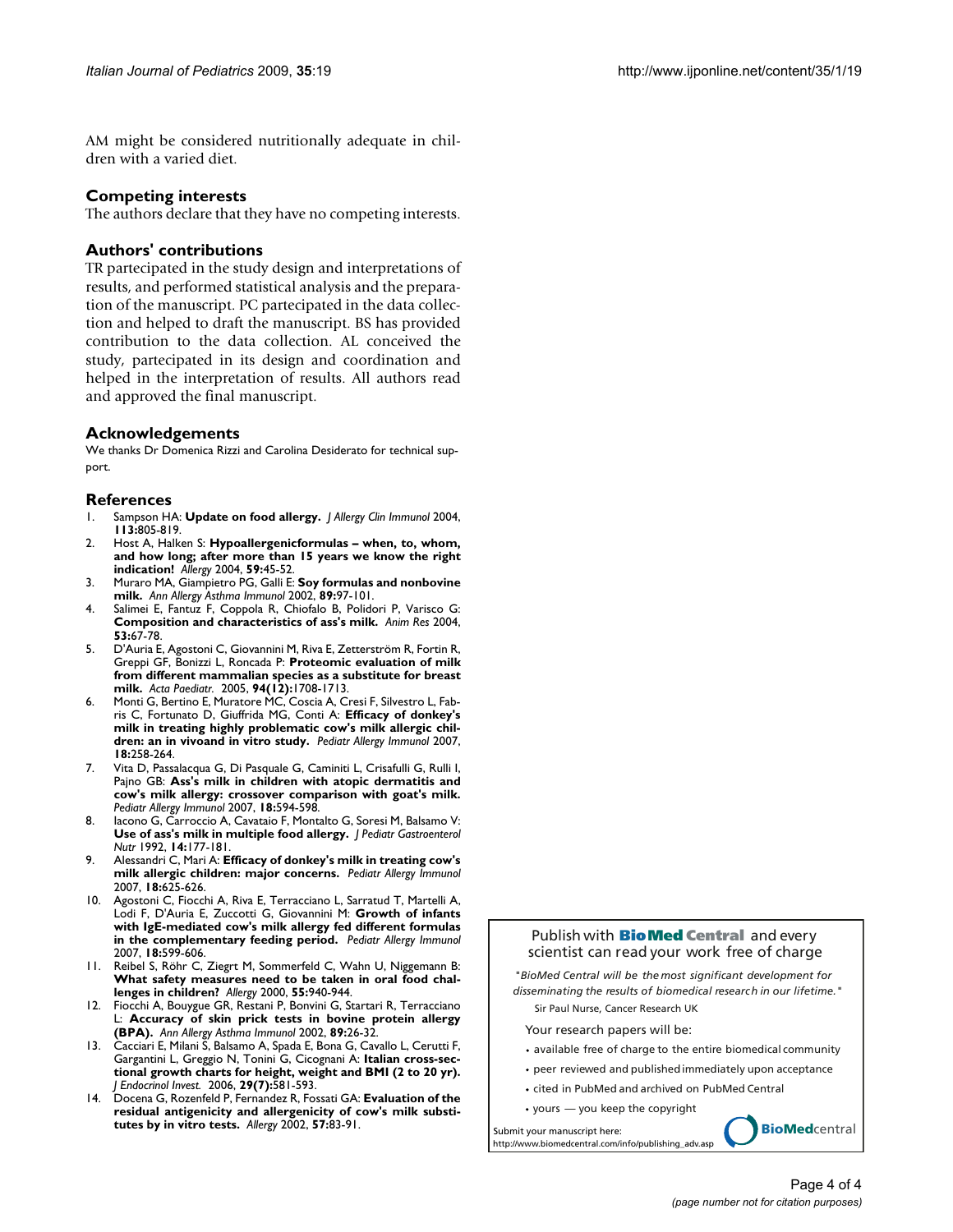AM might be considered nutritionally adequate in children with a varied diet.

## Competing interests

The authors declare that they have no competing interests.

## Authors' contributions

TR partecipated in the study design and interpretations of results, and performed statistical analysis and the preparation of the manuscript. PC partecipated in the data collection and helped to draft the manuscript. BS has provided contribution to the data collection. AL conceived the study, partecipated in its design and coordination and helped in the interpretation of results. All authors read and approved the final manuscript.

## Acknowledgements

We thanks Dr Domenica Rizzi and Carolina Desiderato for technical support.

## References

1. Sampson HA: **Update on food allergy.** *J Allergy Clin Immunol* 2004, **113:**805-819.
2. Host A, Halken S: **Hypoallergenicformulas – when, to, whom, and how long; after more than 15 years we know the right indication!** *Allergy* 2004, **59:**45-52.
3. Muraro MA, Giampietro PG, Galli E: **Soy formulas and nonbovine milk.** *Ann Allergy Asthma Immunol* 2002, **89:**97-101.
4. Salimei E, Fantuz F, Coppola R, Chiofalo B, Polidori P, Varisco G: **Composition and characteristics of ass's milk.** *Anim Res* 2004, **53:**67-78.
5. D'Auria E, Agostoni C, Giovannini M, Riva E, Zetterström R, Fortin R, Greppi GF, Bonizzi L, Roncada P: **Proteomic evaluation of milk from different mammalian species as a substitute for breast milk.** *Acta Paediatr.* 2005, **94(12):**1708-1713.
6. Monti G, Bertino E, Muratore MC, Coscia A, Cresi F, Silvestro L, Fabris C, Fortunato D, Giuffrida MG, Conti A: **Efficacy of donkey's milk in treating highly problematic cow's milk allergic children: an in vivoand in vitro study.** *Pediatr Allergy Immunol* 2007, **18:**258-264.
7. Vita D, Passalacqua G, Di Pasquale G, Caminiti L, Crisafulli G, Rulli I, Pajno GB: **Ass's milk in children with atopic dermatitis and cow's milk allergy: crossover comparison with goat's milk.** *Pediatr Allergy Immunol* 2007, **18:**594-598.
8. Iacono G, Carroccio A, Cavataio F, Montalto G, Soresi M, Balsamo V: **Use of ass's milk in multiple food allergy.** *J Pediatr Gastroenterol Nutr* 1992, **14:**177-181.
9. Alessandri C, Mari A: **Efficacy of donkey's milk in treating cow's milk allergic children: major concerns.** *Pediatr Allergy Immunol* 2007, **18:**625-626.
10. Agostoni C, Fiocchi A, Riva E, Terracciano L, Sarratud T, Martelli A, Lodi F, D'Auria E, Zuccotti G, Giovannini M: **Growth of infants with IgE-mediated cow's milk allergy fed different formulas in the complementary feeding period.** *Pediatr Allergy Immunol* 2007, **18:**599-606.
11. Reibel S, Röhr C, Ziegrt M, Sommerfeld C, Wahn U, Niggemann B: **What safety measures need to be taken in oral food challenges in children?** *Allergy* 2000, **55:**940-944.
12. Fiocchi A, Bouygue GR, Restani P, Bonvini G, Startari R, Terracciano L: **Accuracy of skin prick tests in bovine protein allergy (BPA).** *Ann Allergy Asthma Immunol* 2002, **89:**26-32.
13. Cacciari E, Milani S, Balsamo A, Spada E, Bona G, Cavallo L, Cerutti F, Gargantini L, Greggio N, Tonini G, Cicognani A: **Italian cross-sectional growth charts for height, weight and BMI (2 to 20 yr).** *J Endocrinol Invest.* 2006, **29(7):**581-593.
14. Docena G, Rozenfeld P, Fernandez R, Fossati GA: **Evaluation of the residual antigenicity and allergenicity of cow's milk substitutes by in vitro tests.** *Allergy* 2002, **57:**83-91.